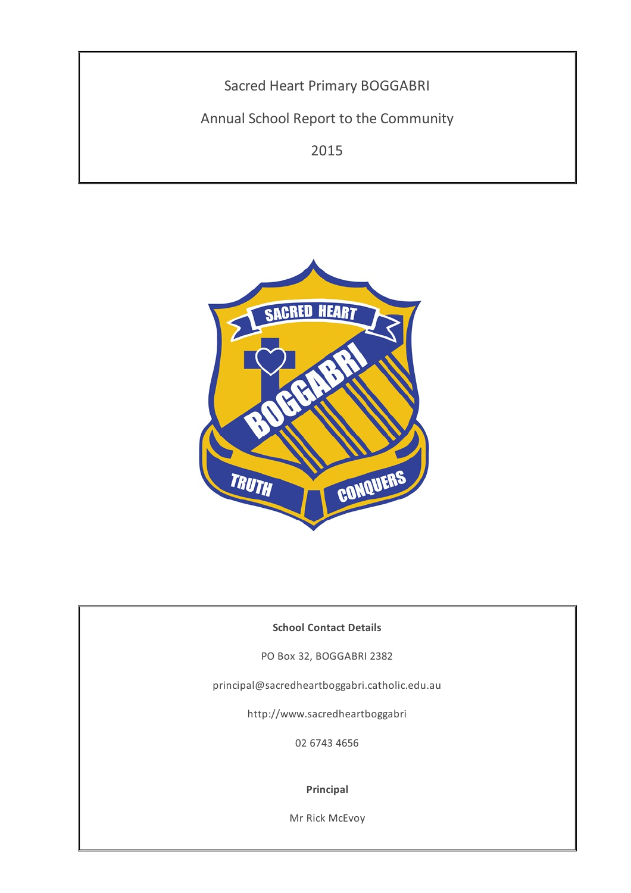Sacred Heart Primary BOGGABRI

Annual School Report to the Community

2015

**School Contact Details**

PO Box 32, BOGGABRI 2382

principal@sacredheartboggabri.catholic.edu.au

http://www.sacredheartboggabri

02 6743 4656

**Principal**

Mr Rick McEvoy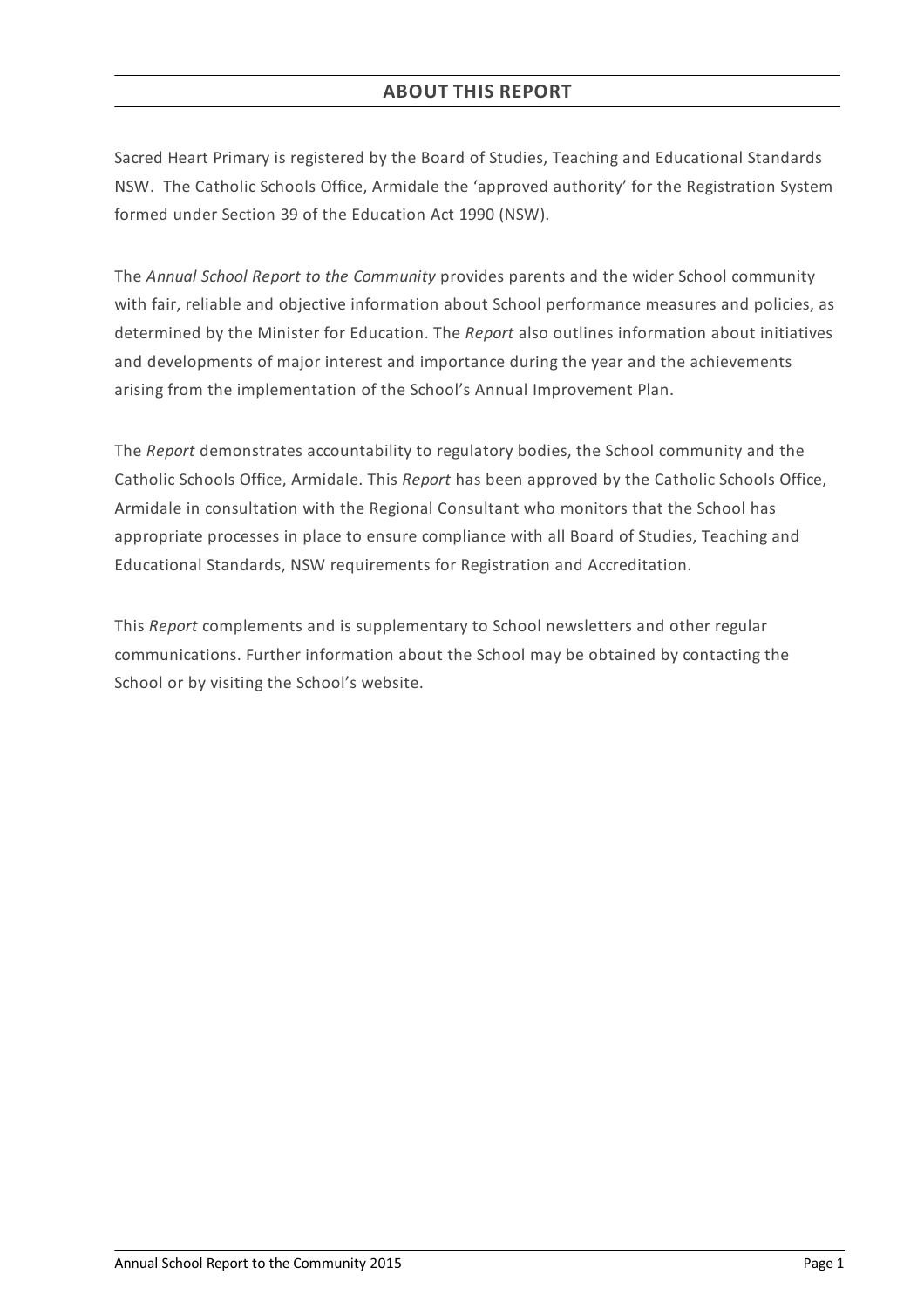## ABOUT THIS REPORT

Sacred Heart Primary is registered by the Board of Studies, Teaching and Educational Standards NSW. The Catholic Schools Office, Armidale the 'approved authority' for the Registration System formed under Section 39 of the Education Act 1990 (NSW).

The *Annual School Report to the Community* provides parents and the wider School community with fair, reliable and objective information about School performance measures and policies, as determined by the Minister for Education. The *Report* also outlines information about initiatives and developments of major interest and importance during the year and the achievements arising from the implementation of the School's Annual Improvement Plan.

The *Report* demonstrates accountability to regulatory bodies, the School community and the Catholic Schools Office, Armidale. This *Report* has been approved by the Catholic Schools Office, Armidale in consultation with the Regional Consultant who monitors that the School has appropriate processes in place to ensure compliance with all Board of Studies, Teaching and Educational Standards, NSW requirements for Registration and Accreditation.

This *Report* complements and is supplementary to School newsletters and other regular communications. Further information about the School may be obtained by contacting the School or by visiting the School's website.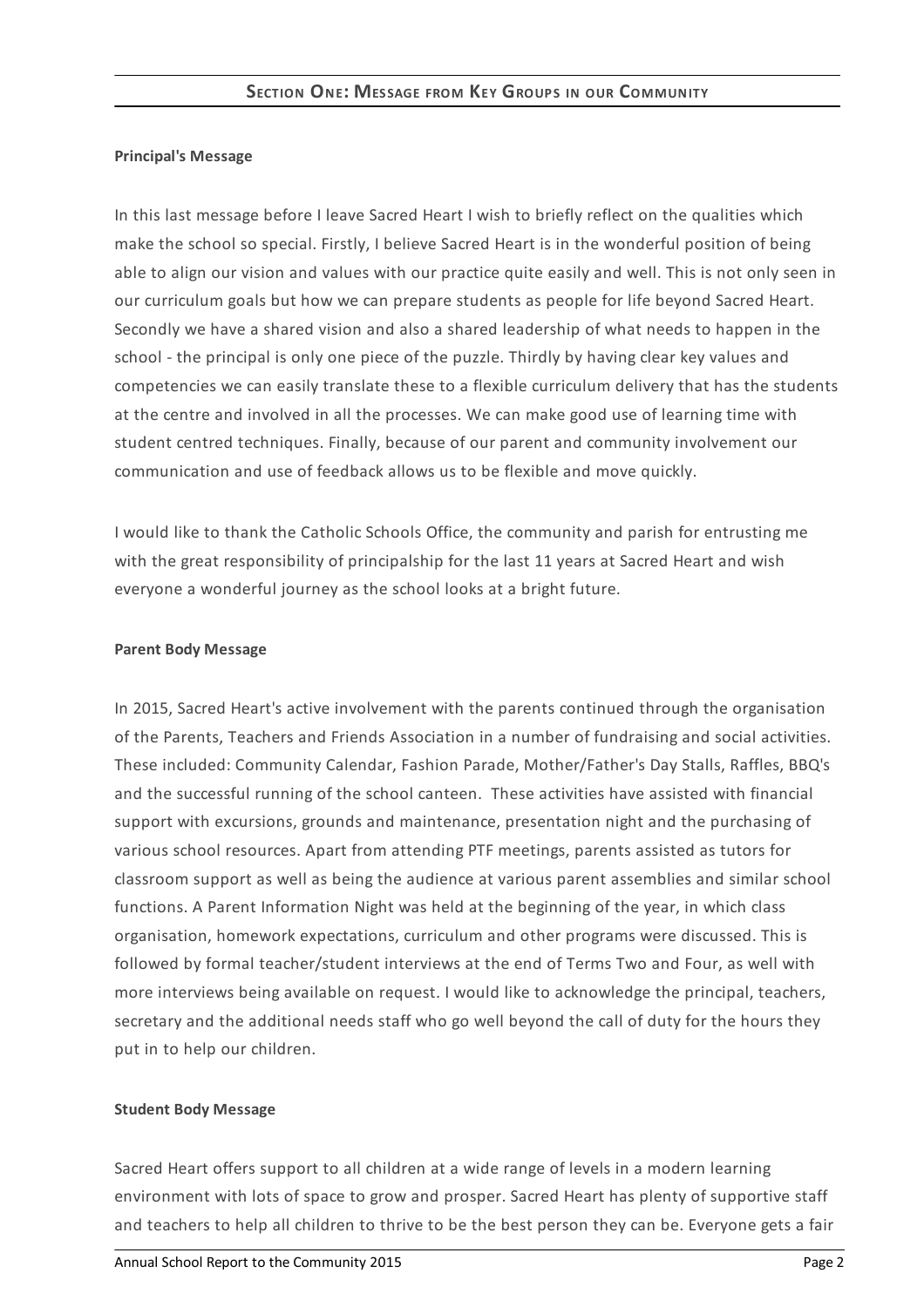## Section One: Message from Key Groups in our Community

**Principal's Message**

In this last message before I leave Sacred Heart I wish to briefly reflect on the qualities which make the school so special. Firstly, I believe Sacred Heart is in the wonderful position of being able to align our vision and values with our practice quite easily and well. This is not only seen in our curriculum goals but how we can prepare students as people for life beyond Sacred Heart. Secondly we have a shared vision and also a shared leadership of what needs to happen in the school - the principal is only one piece of the puzzle. Thirdly by having clear key values and competencies we can easily translate these to a flexible curriculum delivery that has the students at the centre and involved in all the processes. We can make good use of learning time with student centred techniques. Finally, because of our parent and community involvement our communication and use of feedback allows us to be flexible and move quickly.

I would like to thank the Catholic Schools Office, the community and parish for entrusting me with the great responsibility of principalship for the last 11 years at Sacred Heart and wish everyone a wonderful journey as the school looks at a bright future.

**Parent Body Message**

In 2015, Sacred Heart's active involvement with the parents continued through the organisation of the Parents, Teachers and Friends Association in a number of fundraising and social activities. These included: Community Calendar, Fashion Parade, Mother/Father's Day Stalls, Raffles, BBQ's and the successful running of the school canteen. These activities have assisted with financial support with excursions, grounds and maintenance, presentation night and the purchasing of various school resources. Apart from attending PTF meetings, parents assisted as tutors for classroom support as well as being the audience at various parent assemblies and similar school functions. A Parent Information Night was held at the beginning of the year, in which class organisation, homework expectations, curriculum and other programs were discussed. This is followed by formal teacher/student interviews at the end of Terms Two and Four, as well with more interviews being available on request. I would like to acknowledge the principal, teachers, secretary and the additional needs staff who go well beyond the call of duty for the hours they put in to help our children.

**Student Body Message**

Sacred Heart offers support to all children at a wide range of levels in a modern learning environment with lots of space to grow and prosper. Sacred Heart has plenty of supportive staff and teachers to help all children to thrive to be the best person they can be. Everyone gets a fair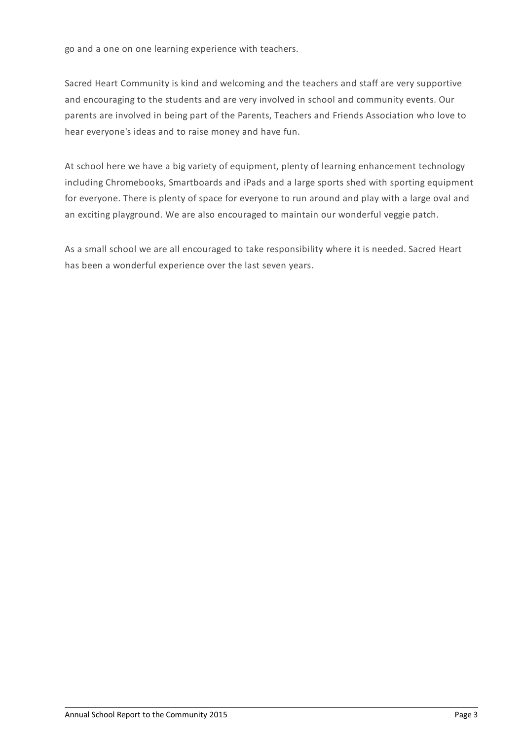go and a one on one learning experience with teachers.

Sacred Heart Community is kind and welcoming and the teachers and staff are very supportive and encouraging to the students and are very involved in school and community events. Our parents are involved in being part of the Parents, Teachers and Friends Association who love to hear everyone's ideas and to raise money and have fun.

At school here we have a big variety of equipment, plenty of learning enhancement technology including Chromebooks, Smartboards and iPads and a large sports shed with sporting equipment for everyone. There is plenty of space for everyone to run around and play with a large oval and an exciting playground. We are also encouraged to maintain our wonderful veggie patch.

As a small school we are all encouraged to take responsibility where it is needed. Sacred Heart has been a wonderful experience over the last seven years.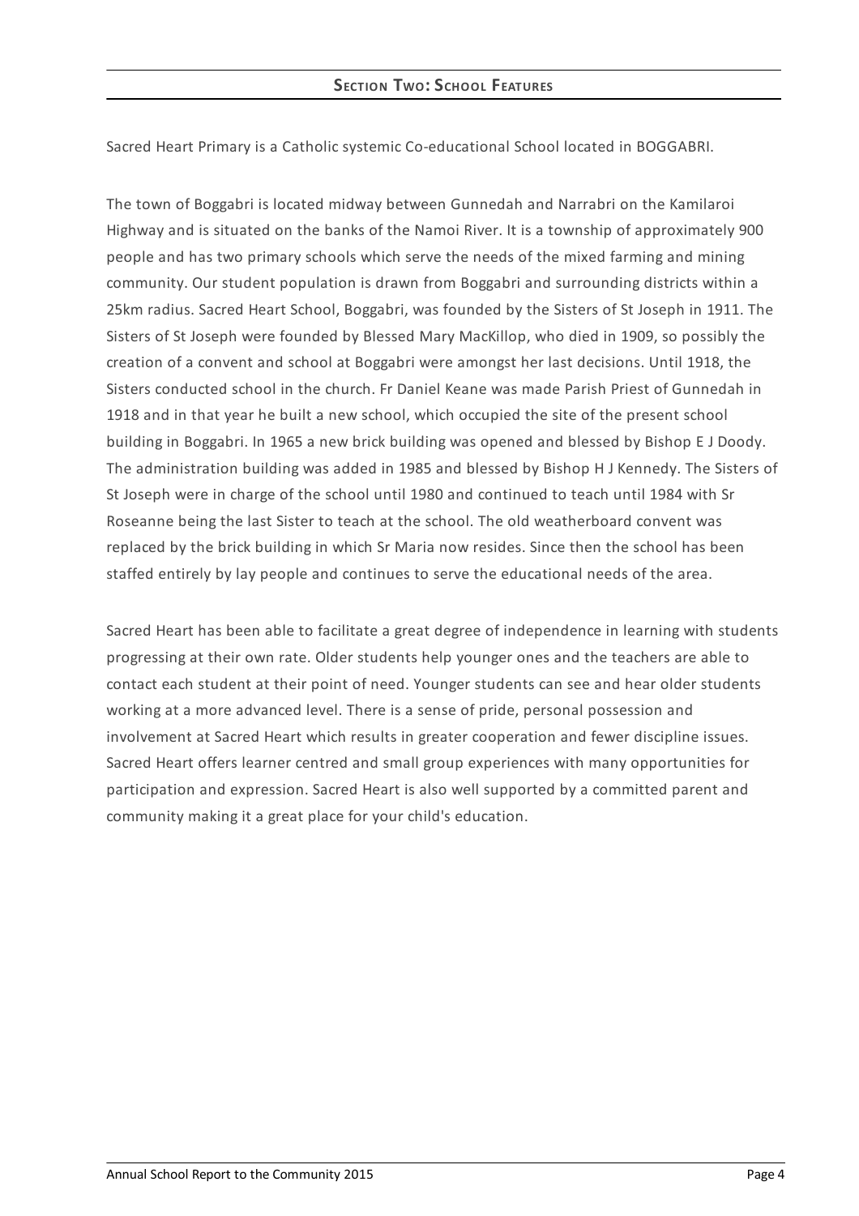## Section Two: School Features

Sacred Heart Primary is a Catholic systemic Co-educational School located in BOGGABRI.

The town of Boggabri is located midway between Gunnedah and Narrabri on the Kamilaroi Highway and is situated on the banks of the Namoi River. It is a township of approximately 900 people and has two primary schools which serve the needs of the mixed farming and mining community. Our student population is drawn from Boggabri and surrounding districts within a 25km radius. Sacred Heart School, Boggabri, was founded by the Sisters of St Joseph in 1911. The Sisters of St Joseph were founded by Blessed Mary MacKillop, who died in 1909, so possibly the creation of a convent and school at Boggabri were amongst her last decisions. Until 1918, the Sisters conducted school in the church. Fr Daniel Keane was made Parish Priest of Gunnedah in 1918 and in that year he built a new school, which occupied the site of the present school building in Boggabri. In 1965 a new brick building was opened and blessed by Bishop E J Doody. The administration building was added in 1985 and blessed by Bishop H J Kennedy. The Sisters of St Joseph were in charge of the school until 1980 and continued to teach until 1984 with Sr Roseanne being the last Sister to teach at the school. The old weatherboard convent was replaced by the brick building in which Sr Maria now resides. Since then the school has been staffed entirely by lay people and continues to serve the educational needs of the area.

Sacred Heart has been able to facilitate a great degree of independence in learning with students progressing at their own rate. Older students help younger ones and the teachers are able to contact each student at their point of need. Younger students can see and hear older students working at a more advanced level. There is a sense of pride, personal possession and involvement at Sacred Heart which results in greater cooperation and fewer discipline issues. Sacred Heart offers learner centred and small group experiences with many opportunities for participation and expression. Sacred Heart is also well supported by a committed parent and community making it a great place for your child's education.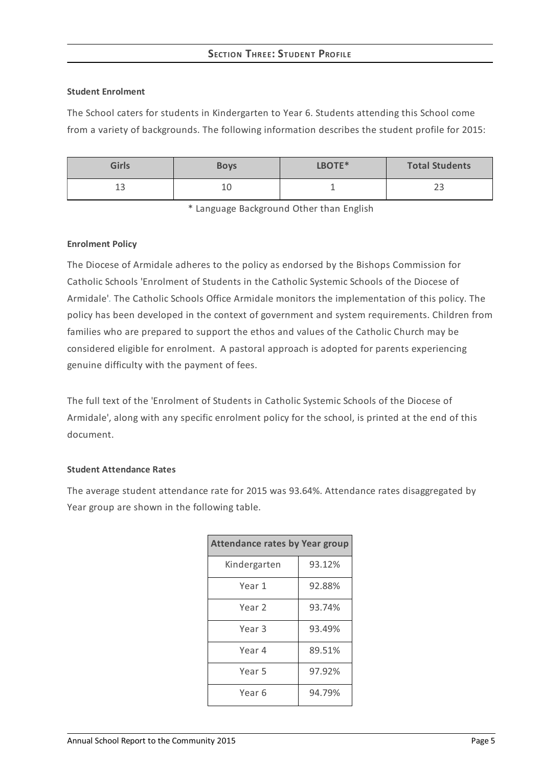## Section Three: Student Profile

**Student Enrolment**

The School caters for students in Kindergarten to Year 6. Students attending this School come from a variety of backgrounds. The following information describes the student profile for 2015:

| Girls | Boys | LBOTE* | Total Students |
|---|---|---|---|
| 13 | 10 | 1 | 23 |

\* Language Background Other than English

**Enrolment Policy**

The Diocese of Armidale adheres to the policy as endorsed by the Bishops Commission for Catholic Schools 'Enrolment of Students in the Catholic Systemic Schools of the Diocese of Armidale'. The Catholic Schools Office Armidale monitors the implementation of this policy. The policy has been developed in the context of government and system requirements. Children from families who are prepared to support the ethos and values of the Catholic Church may be considered eligible for enrolment. A pastoral approach is adopted for parents experiencing genuine difficulty with the payment of fees.

The full text of the 'Enrolment of Students in Catholic Systemic Schools of the Diocese of Armidale', along with any specific enrolment policy for the school, is printed at the end of this document.

**Student Attendance Rates**

The average student attendance rate for 2015 was 93.64%. Attendance rates disaggregated by Year group are shown in the following table.

| Attendance rates by Year group | |
|---|---|
| Kindergarten | 93.12% |
| Year 1 | 92.88% |
| Year 2 | 93.74% |
| Year 3 | 93.49% |
| Year 4 | 89.51% |
| Year 5 | 97.92% |
| Year 6 | 94.79% |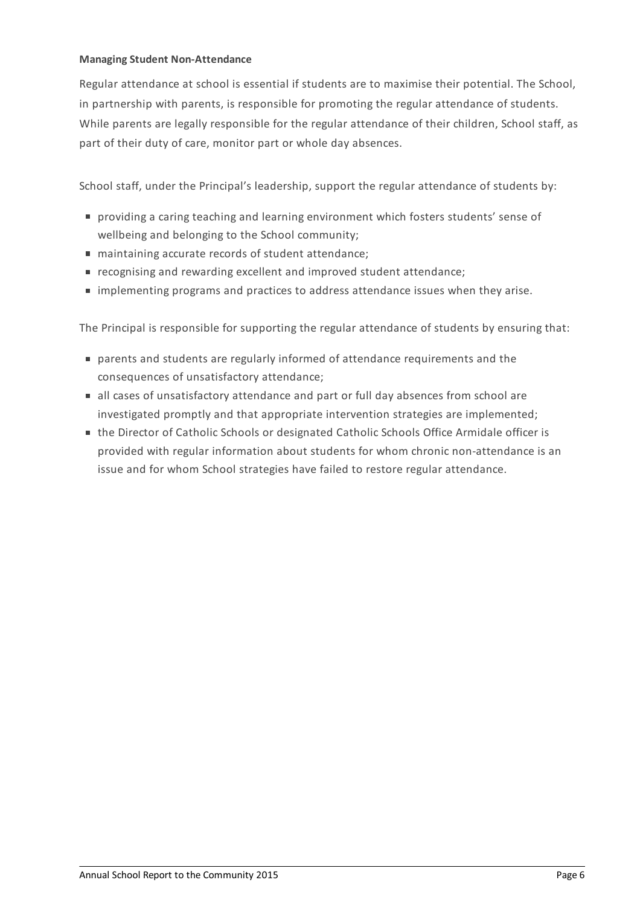**Managing Student Non-Attendance**

Regular attendance at school is essential if students are to maximise their potential. The School, in partnership with parents, is responsible for promoting the regular attendance of students. While parents are legally responsible for the regular attendance of their children, School staff, as part of their duty of care, monitor part or whole day absences.

School staff, under the Principal's leadership, support the regular attendance of students by:

- providing a caring teaching and learning environment which fosters students' sense of wellbeing and belonging to the School community;
- maintaining accurate records of student attendance;
- recognising and rewarding excellent and improved student attendance;
- implementing programs and practices to address attendance issues when they arise.

The Principal is responsible for supporting the regular attendance of students by ensuring that:

- parents and students are regularly informed of attendance requirements and the consequences of unsatisfactory attendance;
- all cases of unsatisfactory attendance and part or full day absences from school are investigated promptly and that appropriate intervention strategies are implemented;
- the Director of Catholic Schools or designated Catholic Schools Office Armidale officer is provided with regular information about students for whom chronic non-attendance is an issue and for whom School strategies have failed to restore regular attendance.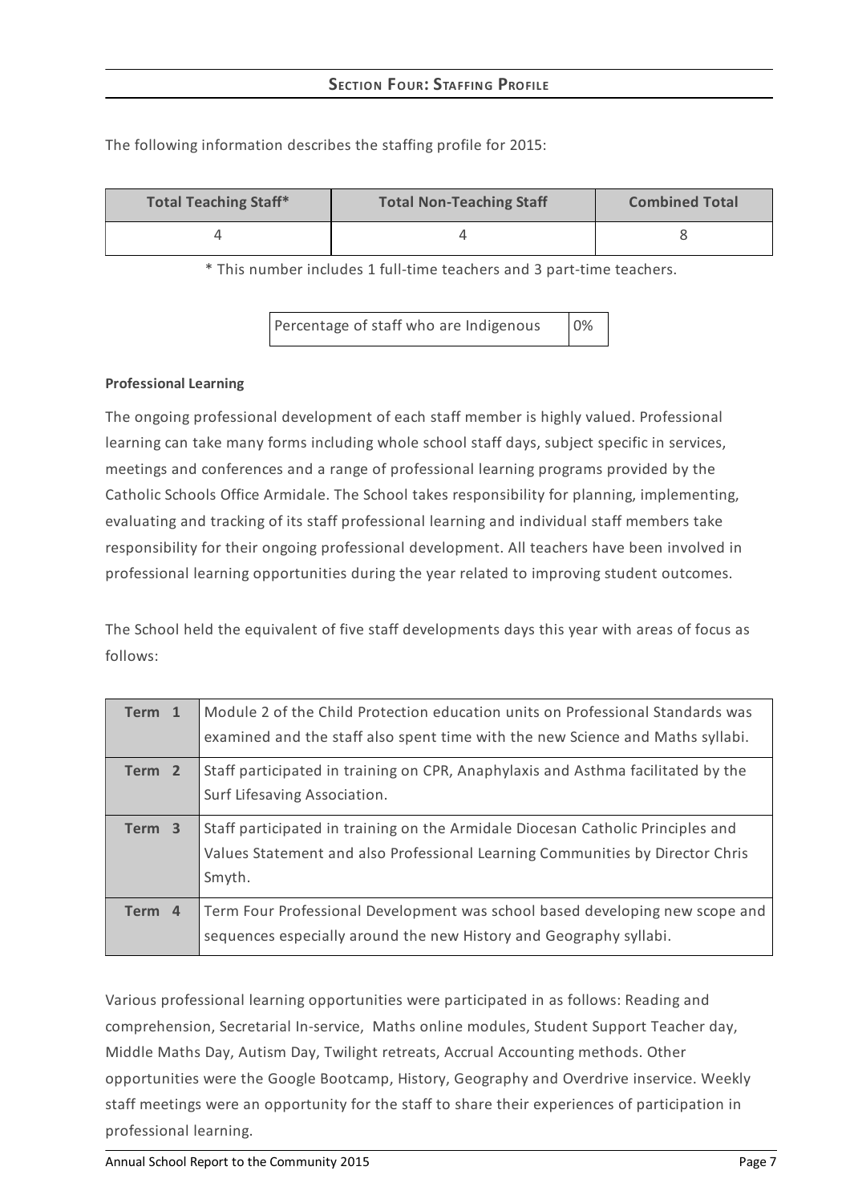## SECTION FOUR: STAFFING PROFILE

The following information describes the staffing profile for 2015:

| Total Teaching Staff* | Total Non-Teaching Staff | Combined Total |
|---|---|---|
| 4 | 4 | 8 |

* This number includes 1 full-time teachers and 3 part-time teachers.

| | |
|---|---|
| Percentage of staff who are Indigenous | 0% |

**Professional Learning**

The ongoing professional development of each staff member is highly valued. Professional learning can take many forms including whole school staff days, subject specific in services, meetings and conferences and a range of professional learning programs provided by the Catholic Schools Office Armidale. The School takes responsibility for planning, implementing, evaluating and tracking of its staff professional learning and individual staff members take responsibility for their ongoing professional development. All teachers have been involved in professional learning opportunities during the year related to improving student outcomes.

The School held the equivalent of five staff developments days this year with areas of focus as follows:

| | |
|---|---|
| **Term 1** | Module 2 of the Child Protection education units on Professional Standards was examined and the staff also spent time with the new Science and Maths syllabi. |
| **Term 2** | Staff participated in training on CPR, Anaphylaxis and Asthma facilitated by the Surf Lifesaving Association. |
| **Term 3** | Staff participated in training on the Armidale Diocesan Catholic Principles and Values Statement and also Professional Learning Communities by Director Chris Smyth. |
| **Term 4** | Term Four Professional Development was school based developing new scope and sequences especially around the new History and Geography syllabi. |

Various professional learning opportunities were participated in as follows: Reading and comprehension, Secretarial In-service, Maths online modules, Student Support Teacher day, Middle Maths Day, Autism Day, Twilight retreats, Accrual Accounting methods. Other opportunities were the Google Bootcamp, History, Geography and Overdrive inservice. Weekly staff meetings were an opportunity for the staff to share their experiences of participation in professional learning.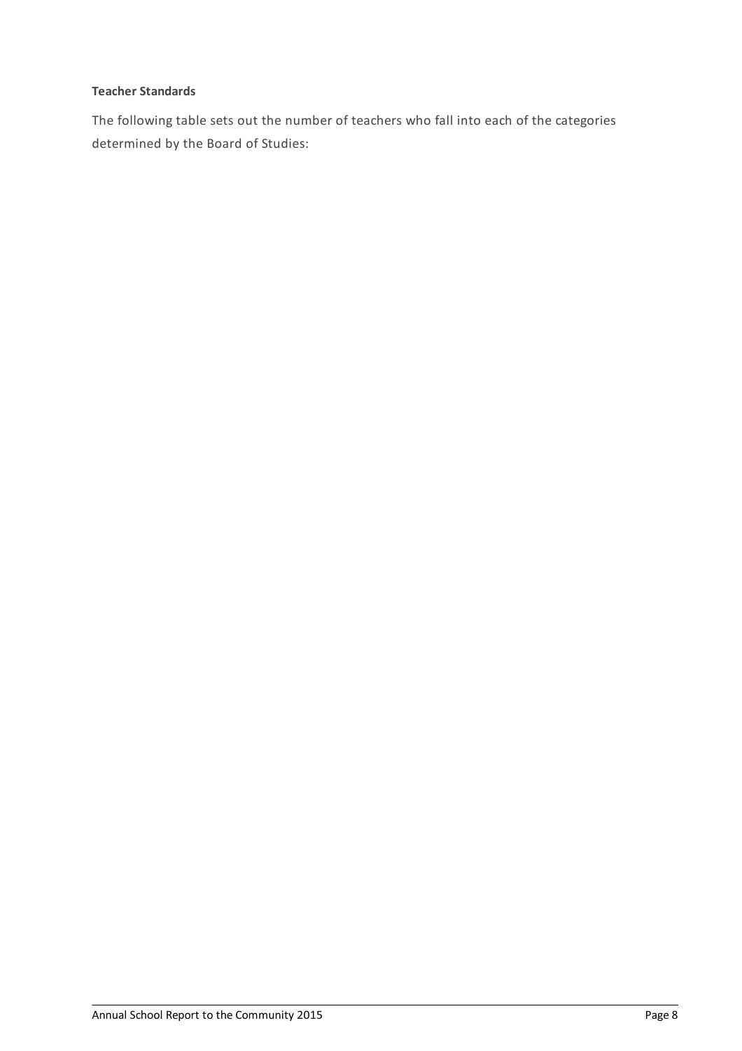**Teacher Standards**

The following table sets out the number of teachers who fall into each of the categories determined by the Board of Studies: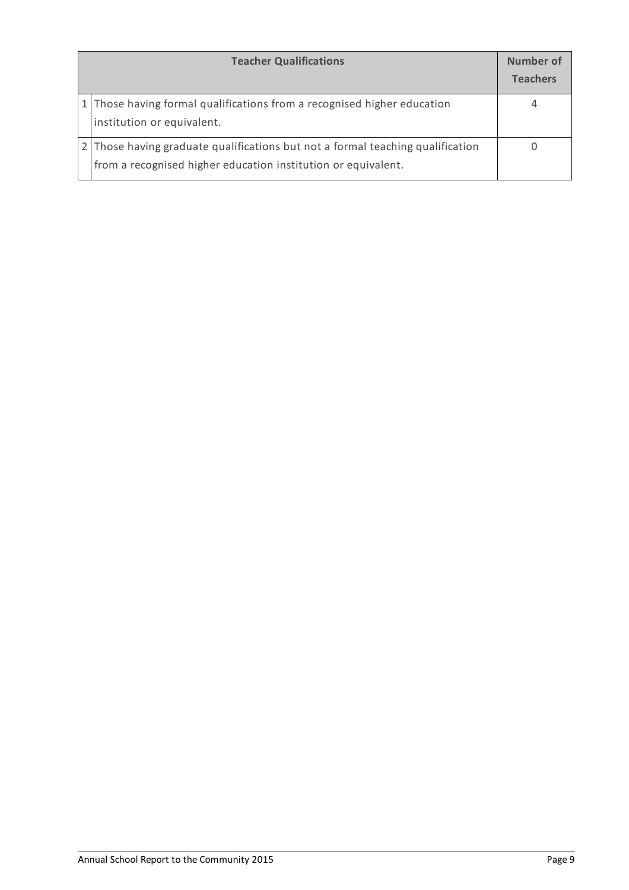| | Teacher Qualifications | Number of Teachers |
|---|---|---|
| 1 | Those having formal qualifications from a recognised higher education institution or equivalent. | 4 |
| 2 | Those having graduate qualifications but not a formal teaching qualification from a recognised higher education institution or equivalent. | 0 |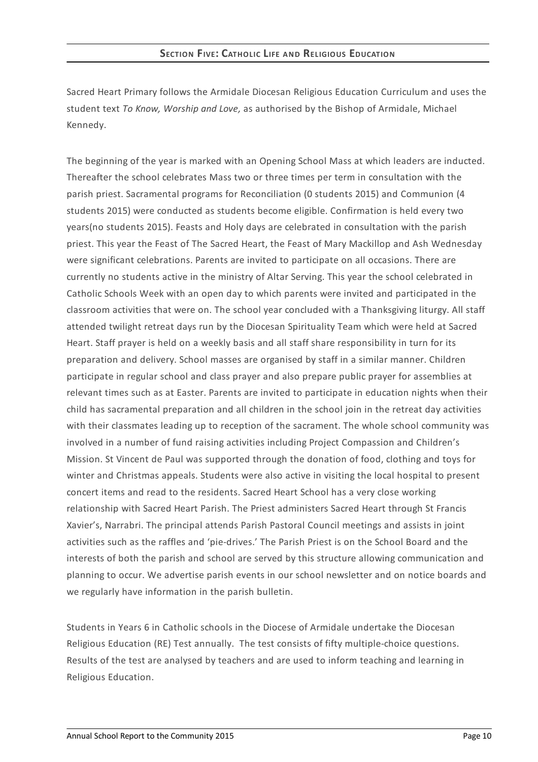## SECTION FIVE: CATHOLIC LIFE AND RELIGIOUS EDUCATION

Sacred Heart Primary follows the Armidale Diocesan Religious Education Curriculum and uses the student text *To Know, Worship and Love,* as authorised by the Bishop of Armidale, Michael Kennedy.

The beginning of the year is marked with an Opening School Mass at which leaders are inducted. Thereafter the school celebrates Mass two or three times per term in consultation with the parish priest. Sacramental programs for Reconciliation (0 students 2015) and Communion (4 students 2015) were conducted as students become eligible. Confirmation is held every two years(no students 2015). Feasts and Holy days are celebrated in consultation with the parish priest. This year the Feast of The Sacred Heart, the Feast of Mary Mackillop and Ash Wednesday were significant celebrations. Parents are invited to participate on all occasions. There are currently no students active in the ministry of Altar Serving. This year the school celebrated in Catholic Schools Week with an open day to which parents were invited and participated in the classroom activities that were on. The school year concluded with a Thanksgiving liturgy. All staff attended twilight retreat days run by the Diocesan Spirituality Team which were held at Sacred Heart. Staff prayer is held on a weekly basis and all staff share responsibility in turn for its preparation and delivery. School masses are organised by staff in a similar manner. Children participate in regular school and class prayer and also prepare public prayer for assemblies at relevant times such as at Easter. Parents are invited to participate in education nights when their child has sacramental preparation and all children in the school join in the retreat day activities with their classmates leading up to reception of the sacrament. The whole school community was involved in a number of fund raising activities including Project Compassion and Children's Mission. St Vincent de Paul was supported through the donation of food, clothing and toys for winter and Christmas appeals. Students were also active in visiting the local hospital to present concert items and read to the residents. Sacred Heart School has a very close working relationship with Sacred Heart Parish. The Priest administers Sacred Heart through St Francis Xavier's, Narrabri. The principal attends Parish Pastoral Council meetings and assists in joint activities such as the raffles and 'pie-drives.' The Parish Priest is on the School Board and the interests of both the parish and school are served by this structure allowing communication and planning to occur. We advertise parish events in our school newsletter and on notice boards and we regularly have information in the parish bulletin.

Students in Years 6 in Catholic schools in the Diocese of Armidale undertake the Diocesan Religious Education (RE) Test annually. The test consists of fifty multiple-choice questions. Results of the test are analysed by teachers and are used to inform teaching and learning in Religious Education.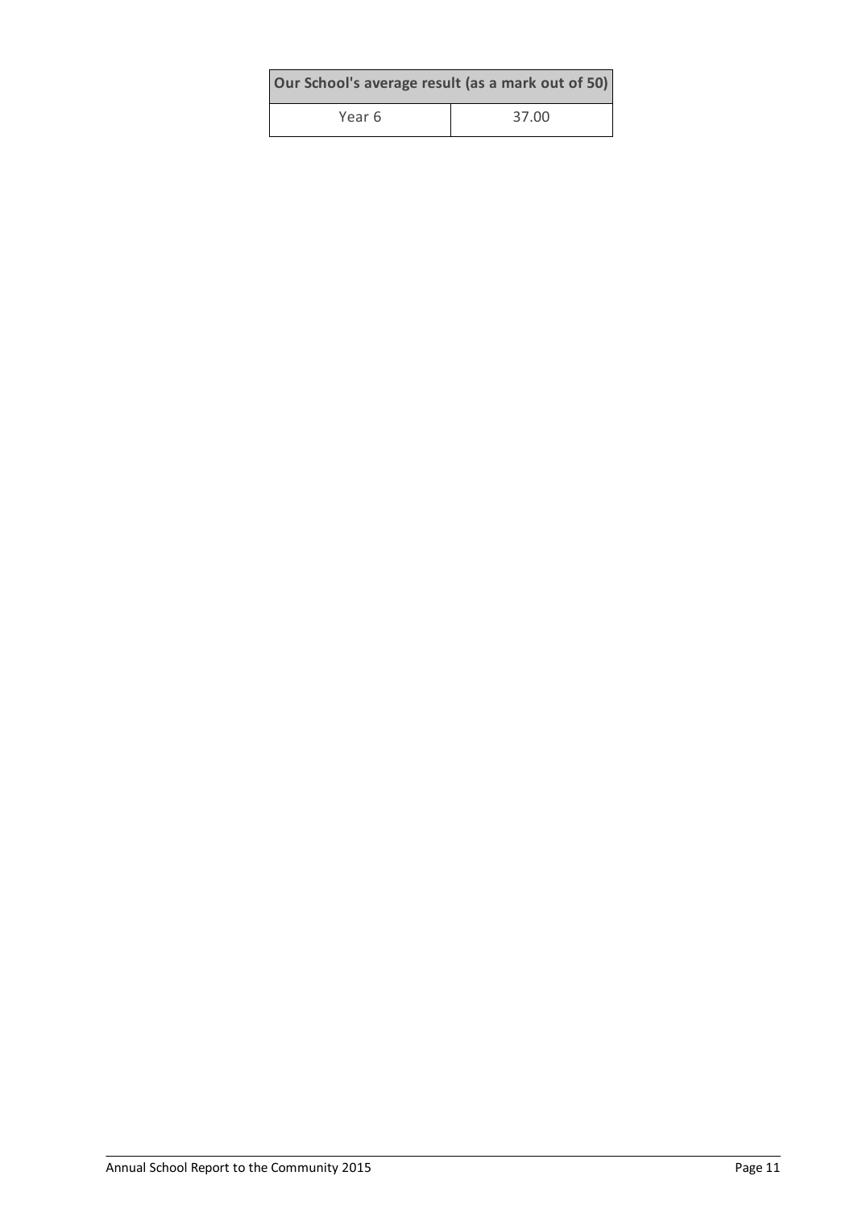| Our School's average result (as a mark out of 50) | |
|---|---|
| Year 6 | 37.00 |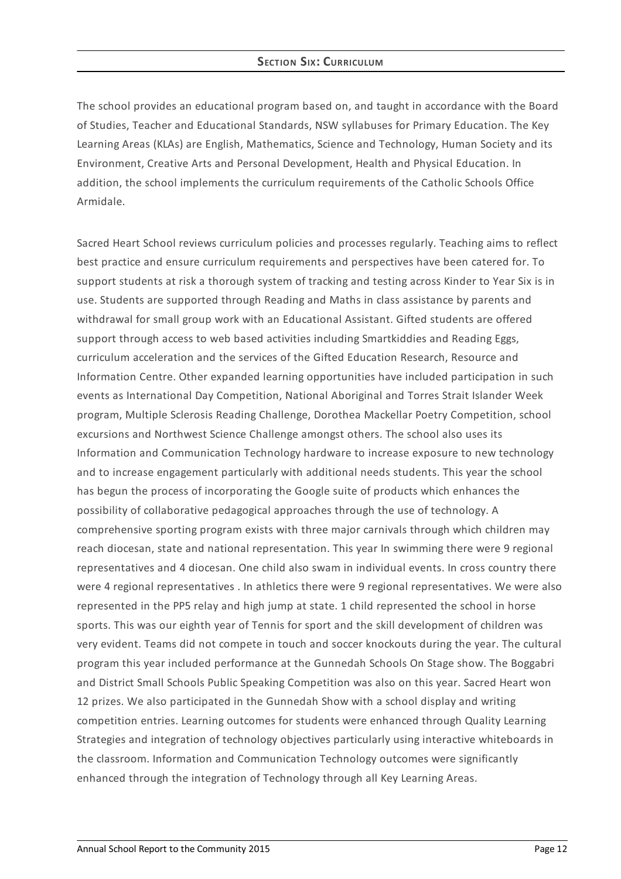## Section Six: Curriculum

The school provides an educational program based on, and taught in accordance with the Board of Studies, Teacher and Educational Standards, NSW syllabuses for Primary Education. The Key Learning Areas (KLAs) are English, Mathematics, Science and Technology, Human Society and its Environment, Creative Arts and Personal Development, Health and Physical Education. In addition, the school implements the curriculum requirements of the Catholic Schools Office Armidale.

Sacred Heart School reviews curriculum policies and processes regularly. Teaching aims to reflect best practice and ensure curriculum requirements and perspectives have been catered for. To support students at risk a thorough system of tracking and testing across Kinder to Year Six is in use. Students are supported through Reading and Maths in class assistance by parents and withdrawal for small group work with an Educational Assistant. Gifted students are offered support through access to web based activities including Smartkiddies and Reading Eggs, curriculum acceleration and the services of the Gifted Education Research, Resource and Information Centre. Other expanded learning opportunities have included participation in such events as International Day Competition, National Aboriginal and Torres Strait Islander Week program, Multiple Sclerosis Reading Challenge, Dorothea Mackellar Poetry Competition, school excursions and Northwest Science Challenge amongst others. The school also uses its Information and Communication Technology hardware to increase exposure to new technology and to increase engagement particularly with additional needs students. This year the school has begun the process of incorporating the Google suite of products which enhances the possibility of collaborative pedagogical approaches through the use of technology. A comprehensive sporting program exists with three major carnivals through which children may reach diocesan, state and national representation. This year In swimming there were 9 regional representatives and 4 diocesan. One child also swam in individual events. In cross country there were 4 regional representatives . In athletics there were 9 regional representatives. We were also represented in the PP5 relay and high jump at state. 1 child represented the school in horse sports. This was our eighth year of Tennis for sport and the skill development of children was very evident. Teams did not compete in touch and soccer knockouts during the year. The cultural program this year included performance at the Gunnedah Schools On Stage show. The Boggabri and District Small Schools Public Speaking Competition was also on this year. Sacred Heart won 12 prizes. We also participated in the Gunnedah Show with a school display and writing competition entries. Learning outcomes for students were enhanced through Quality Learning Strategies and integration of technology objectives particularly using interactive whiteboards in the classroom. Information and Communication Technology outcomes were significantly enhanced through the integration of Technology through all Key Learning Areas.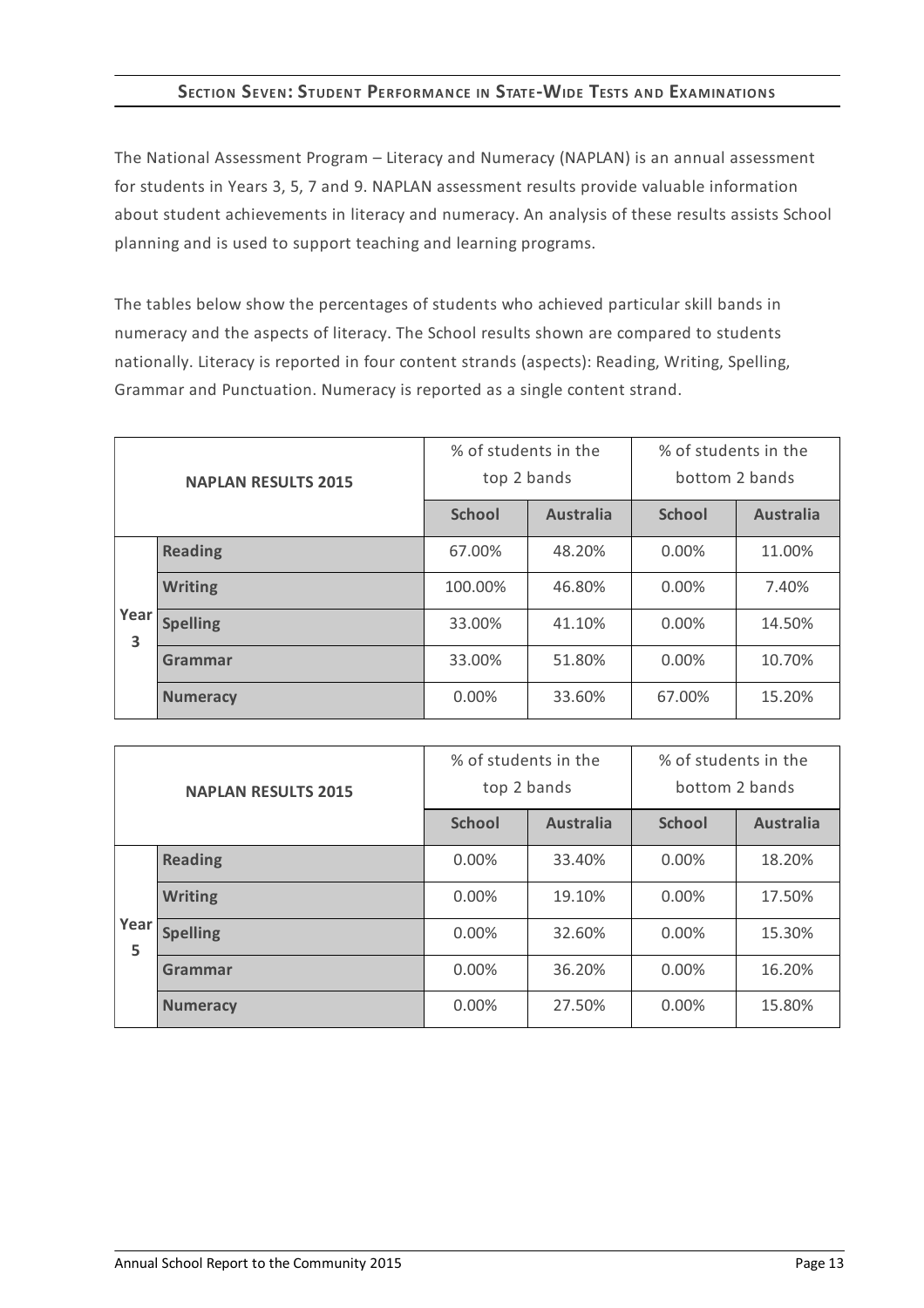## Section Seven: Student Performance in State-Wide Tests and Examinations

The National Assessment Program – Literacy and Numeracy (NAPLAN) is an annual assessment for students in Years 3, 5, 7 and 9. NAPLAN assessment results provide valuable information about student achievements in literacy and numeracy. An analysis of these results assists School planning and is used to support teaching and learning programs.

The tables below show the percentages of students who achieved particular skill bands in numeracy and the aspects of literacy. The School results shown are compared to students nationally. Literacy is reported in four content strands (aspects): Reading, Writing, Spelling, Grammar and Punctuation. Numeracy is reported as a single content strand.

| NAPLAN RESULTS 2015 | | % of students in the top 2 bands | | % of students in the bottom 2 bands | |
|---|---|---|---|---|---|
| | | **School** | **Australia** | **School** | **Australia** |
| Year 3 | **Reading** | 67.00% | 48.20% | 0.00% | 11.00% |
| | **Writing** | 100.00% | 46.80% | 0.00% | 7.40% |
| | **Spelling** | 33.00% | 41.10% | 0.00% | 14.50% |
| | **Grammar** | 33.00% | 51.80% | 0.00% | 10.70% |
| | **Numeracy** | 0.00% | 33.60% | 67.00% | 15.20% |

| NAPLAN RESULTS 2015 | | % of students in the top 2 bands | | % of students in the bottom 2 bands | |
|---|---|---|---|---|---|
| | | **School** | **Australia** | **School** | **Australia** |
| Year 5 | **Reading** | 0.00% | 33.40% | 0.00% | 18.20% |
| | **Writing** | 0.00% | 19.10% | 0.00% | 17.50% |
| | **Spelling** | 0.00% | 32.60% | 0.00% | 15.30% |
| | **Grammar** | 0.00% | 36.20% | 0.00% | 16.20% |
| | **Numeracy** | 0.00% | 27.50% | 0.00% | 15.80% |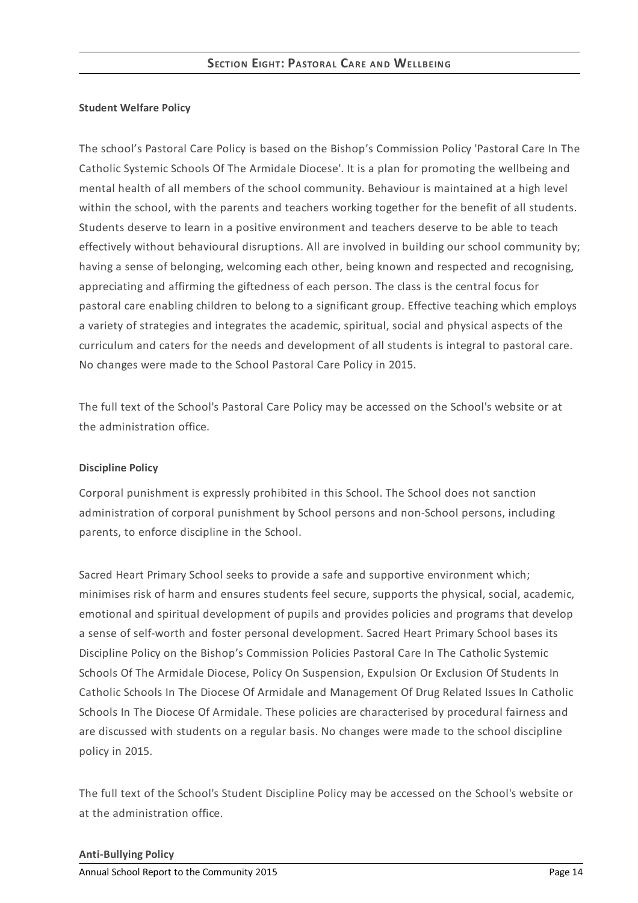## Section Eight: Pastoral Care and Wellbeing

**Student Welfare Policy**

The school's Pastoral Care Policy is based on the Bishop's Commission Policy 'Pastoral Care In The Catholic Systemic Schools Of The Armidale Diocese'. It is a plan for promoting the wellbeing and mental health of all members of the school community. Behaviour is maintained at a high level within the school, with the parents and teachers working together for the benefit of all students. Students deserve to learn in a positive environment and teachers deserve to be able to teach effectively without behavioural disruptions. All are involved in building our school community by; having a sense of belonging, welcoming each other, being known and respected and recognising, appreciating and affirming the giftedness of each person. The class is the central focus for pastoral care enabling children to belong to a significant group. Effective teaching which employs a variety of strategies and integrates the academic, spiritual, social and physical aspects of the curriculum and caters for the needs and development of all students is integral to pastoral care. No changes were made to the School Pastoral Care Policy in 2015.

The full text of the School's Pastoral Care Policy may be accessed on the School's website or at the administration office.

**Discipline Policy**

Corporal punishment is expressly prohibited in this School. The School does not sanction administration of corporal punishment by School persons and non-School persons, including parents, to enforce discipline in the School.

Sacred Heart Primary School seeks to provide a safe and supportive environment which; minimises risk of harm and ensures students feel secure, supports the physical, social, academic, emotional and spiritual development of pupils and provides policies and programs that develop a sense of self-worth and foster personal development. Sacred Heart Primary School bases its Discipline Policy on the Bishop's Commission Policies Pastoral Care In The Catholic Systemic Schools Of The Armidale Diocese, Policy On Suspension, Expulsion Or Exclusion Of Students In Catholic Schools In The Diocese Of Armidale and Management Of Drug Related Issues In Catholic Schools In The Diocese Of Armidale. These policies are characterised by procedural fairness and are discussed with students on a regular basis. No changes were made to the school discipline policy in 2015.

The full text of the School's Student Discipline Policy may be accessed on the School's website or at the administration office.

**Anti-Bullying Policy**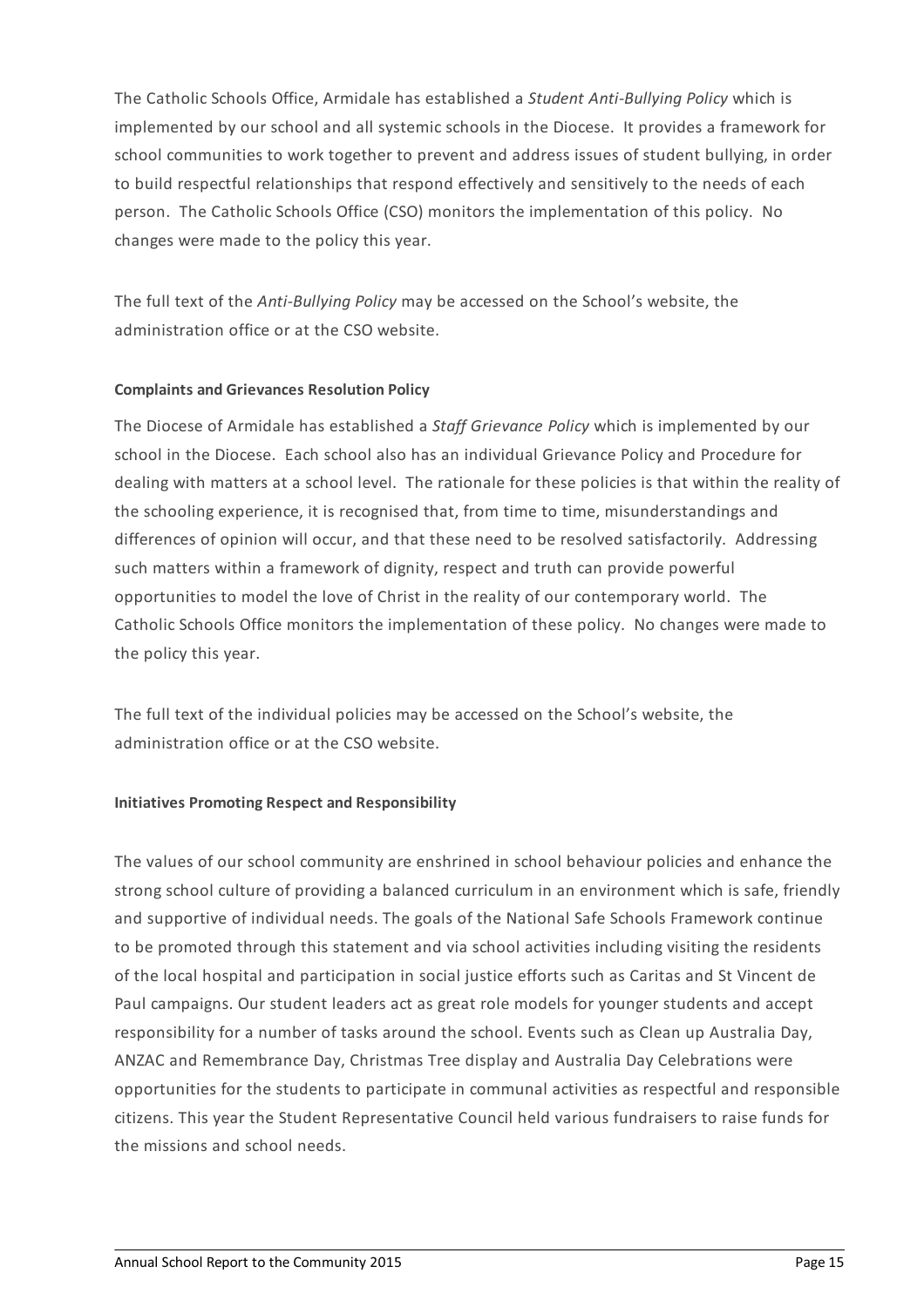The Catholic Schools Office, Armidale has established a *Student Anti-Bullying Policy* which is implemented by our school and all systemic schools in the Diocese. It provides a framework for school communities to work together to prevent and address issues of student bullying, in order to build respectful relationships that respond effectively and sensitively to the needs of each person. The Catholic Schools Office (CSO) monitors the implementation of this policy. No changes were made to the policy this year.

The full text of the *Anti-Bullying Policy* may be accessed on the School's website, the administration office or at the CSO website.

**Complaints and Grievances Resolution Policy**

The Diocese of Armidale has established a *Staff Grievance Policy* which is implemented by our school in the Diocese. Each school also has an individual Grievance Policy and Procedure for dealing with matters at a school level. The rationale for these policies is that within the reality of the schooling experience, it is recognised that, from time to time, misunderstandings and differences of opinion will occur, and that these need to be resolved satisfactorily. Addressing such matters within a framework of dignity, respect and truth can provide powerful opportunities to model the love of Christ in the reality of our contemporary world. The Catholic Schools Office monitors the implementation of these policy. No changes were made to the policy this year.

The full text of the individual policies may be accessed on the School's website, the administration office or at the CSO website.

**Initiatives Promoting Respect and Responsibility**

The values of our school community are enshrined in school behaviour policies and enhance the strong school culture of providing a balanced curriculum in an environment which is safe, friendly and supportive of individual needs. The goals of the National Safe Schools Framework continue to be promoted through this statement and via school activities including visiting the residents of the local hospital and participation in social justice efforts such as Caritas and St Vincent de Paul campaigns. Our student leaders act as great role models for younger students and accept responsibility for a number of tasks around the school. Events such as Clean up Australia Day, ANZAC and Remembrance Day, Christmas Tree display and Australia Day Celebrations were opportunities for the students to participate in communal activities as respectful and responsible citizens. This year the Student Representative Council held various fundraisers to raise funds for the missions and school needs.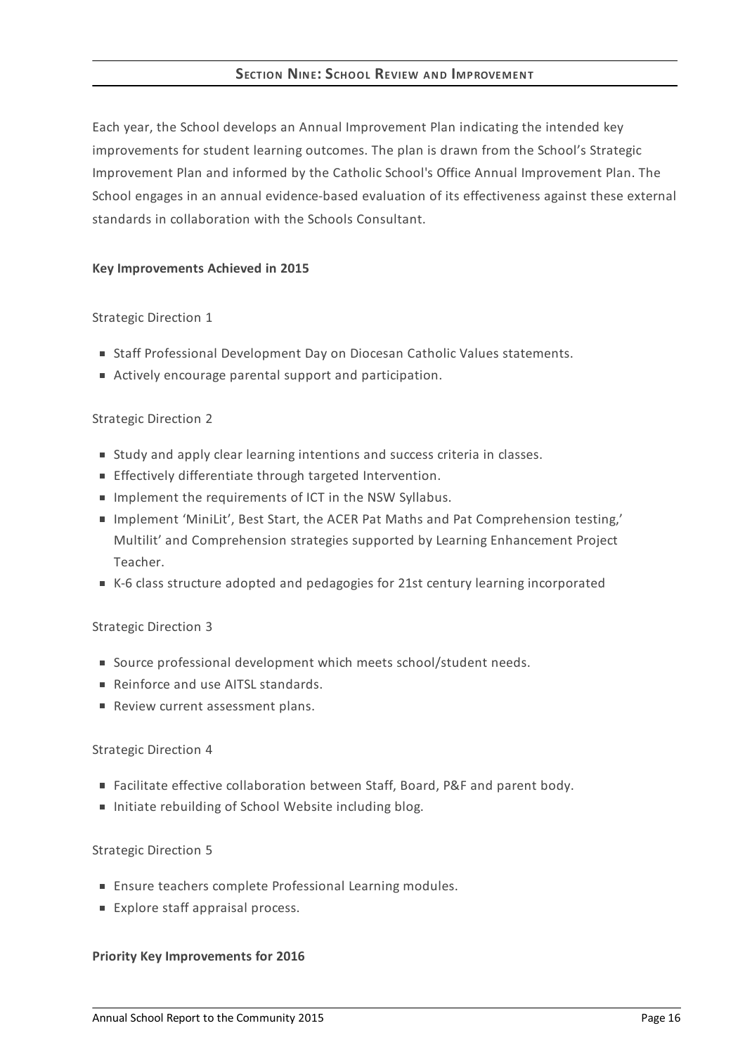## SECTION NINE: SCHOOL REVIEW AND IMPROVEMENT

Each year, the School develops an Annual Improvement Plan indicating the intended key improvements for student learning outcomes. The plan is drawn from the School's Strategic Improvement Plan and informed by the Catholic School's Office Annual Improvement Plan. The School engages in an annual evidence-based evaluation of its effectiveness against these external standards in collaboration with the Schools Consultant.

**Key Improvements Achieved in 2015**

Strategic Direction 1

- Staff Professional Development Day on Diocesan Catholic Values statements.
- Actively encourage parental support and participation.

Strategic Direction 2

- Study and apply clear learning intentions and success criteria in classes.
- Effectively differentiate through targeted Intervention.
- Implement the requirements of ICT in the NSW Syllabus.
- Implement 'MiniLit', Best Start, the ACER Pat Maths and Pat Comprehension testing,' Multilit' and Comprehension strategies supported by Learning Enhancement Project Teacher.
- K-6 class structure adopted and pedagogies for 21st century learning incorporated

Strategic Direction 3

- Source professional development which meets school/student needs.
- Reinforce and use AITSL standards.
- Review current assessment plans.

Strategic Direction 4

- Facilitate effective collaboration between Staff, Board, P&F and parent body.
- Initiate rebuilding of School Website including blog.

Strategic Direction 5

- Ensure teachers complete Professional Learning modules.
- Explore staff appraisal process.

**Priority Key Improvements for 2016**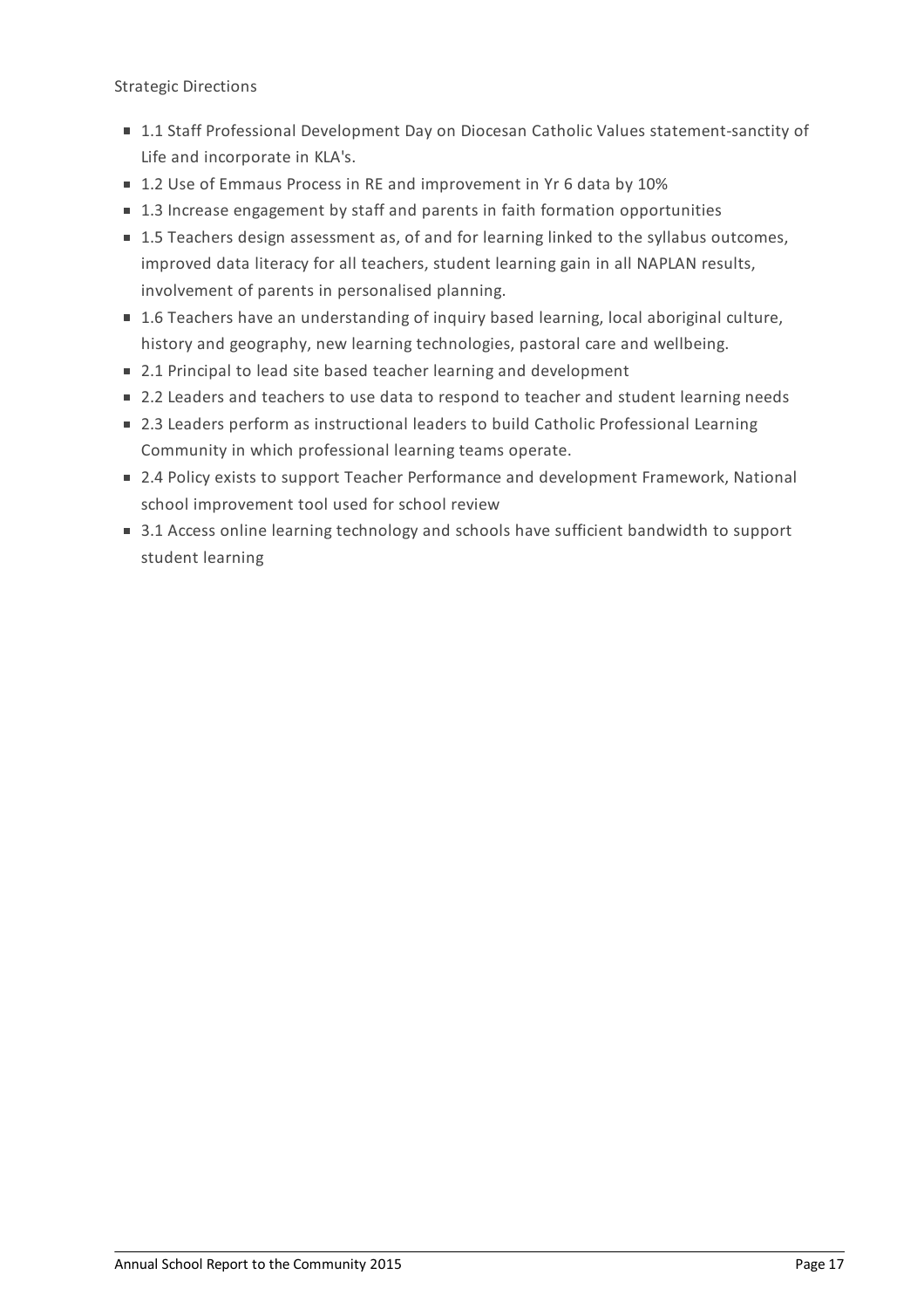Strategic Directions

- 1.1 Staff Professional Development Day on Diocesan Catholic Values statement-sanctity of Life and incorporate in KLA's.
- 1.2 Use of Emmaus Process in RE and improvement in Yr 6 data by 10%
- 1.3 Increase engagement by staff and parents in faith formation opportunities
- 1.5 Teachers design assessment as, of and for learning linked to the syllabus outcomes, improved data literacy for all teachers, student learning gain in all NAPLAN results, involvement of parents in personalised planning.
- 1.6 Teachers have an understanding of inquiry based learning, local aboriginal culture, history and geography, new learning technologies, pastoral care and wellbeing.
- 2.1 Principal to lead site based teacher learning and development
- 2.2 Leaders and teachers to use data to respond to teacher and student learning needs
- 2.3 Leaders perform as instructional leaders to build Catholic Professional Learning Community in which professional learning teams operate.
- 2.4 Policy exists to support Teacher Performance and development Framework, National school improvement tool used for school review
- 3.1 Access online learning technology and schools have sufficient bandwidth to support student learning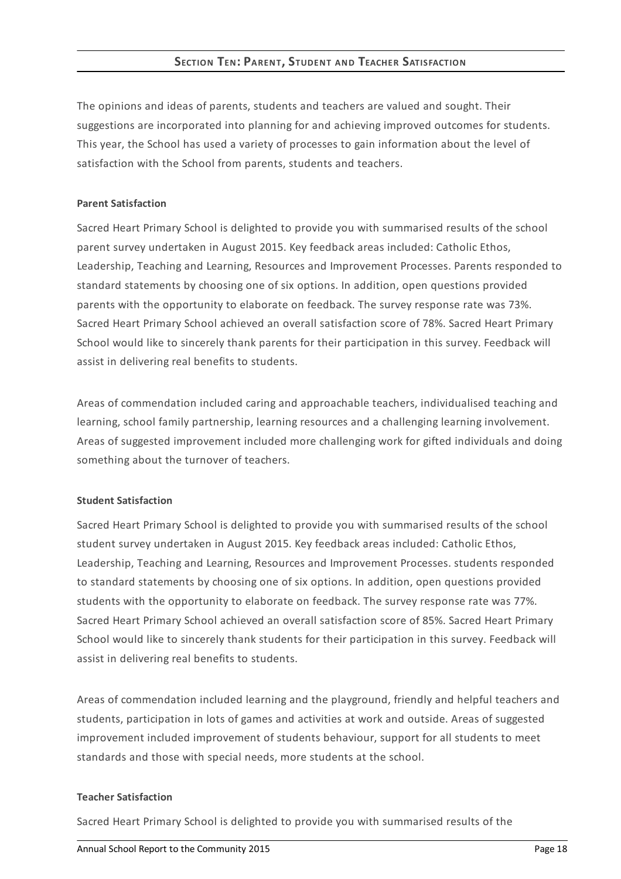## Section Ten: Parent, Student and Teacher Satisfaction

The opinions and ideas of parents, students and teachers are valued and sought. Their suggestions are incorporated into planning for and achieving improved outcomes for students. This year, the School has used a variety of processes to gain information about the level of satisfaction with the School from parents, students and teachers.

**Parent Satisfaction**

Sacred Heart Primary School is delighted to provide you with summarised results of the school parent survey undertaken in August 2015. Key feedback areas included: Catholic Ethos, Leadership, Teaching and Learning, Resources and Improvement Processes. Parents responded to standard statements by choosing one of six options. In addition, open questions provided parents with the opportunity to elaborate on feedback. The survey response rate was 73%. Sacred Heart Primary School achieved an overall satisfaction score of 78%. Sacred Heart Primary School would like to sincerely thank parents for their participation in this survey. Feedback will assist in delivering real benefits to students.

Areas of commendation included caring and approachable teachers, individualised teaching and learning, school family partnership, learning resources and a challenging learning involvement. Areas of suggested improvement included more challenging work for gifted individuals and doing something about the turnover of teachers.

**Student Satisfaction**

Sacred Heart Primary School is delighted to provide you with summarised results of the school student survey undertaken in August 2015. Key feedback areas included: Catholic Ethos, Leadership, Teaching and Learning, Resources and Improvement Processes. students responded to standard statements by choosing one of six options. In addition, open questions provided students with the opportunity to elaborate on feedback. The survey response rate was 77%. Sacred Heart Primary School achieved an overall satisfaction score of 85%. Sacred Heart Primary School would like to sincerely thank students for their participation in this survey. Feedback will assist in delivering real benefits to students.

Areas of commendation included learning and the playground, friendly and helpful teachers and students, participation in lots of games and activities at work and outside. Areas of suggested improvement included improvement of students behaviour, support for all students to meet standards and those with special needs, more students at the school.

**Teacher Satisfaction**

Sacred Heart Primary School is delighted to provide you with summarised results of the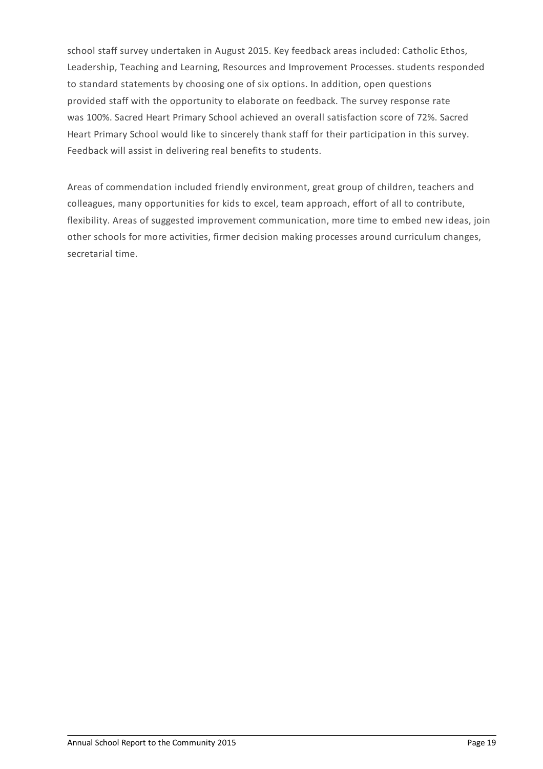school staff survey undertaken in August 2015. Key feedback areas included: Catholic Ethos, Leadership, Teaching and Learning, Resources and Improvement Processes. students responded to standard statements by choosing one of six options. In addition, open questions provided staff with the opportunity to elaborate on feedback. The survey response rate was 100%. Sacred Heart Primary School achieved an overall satisfaction score of 72%. Sacred Heart Primary School would like to sincerely thank staff for their participation in this survey. Feedback will assist in delivering real benefits to students.

Areas of commendation included friendly environment, great group of children, teachers and colleagues, many opportunities for kids to excel, team approach, effort of all to contribute, flexibility. Areas of suggested improvement communication, more time to embed new ideas, join other schools for more activities, firmer decision making processes around curriculum changes, secretarial time.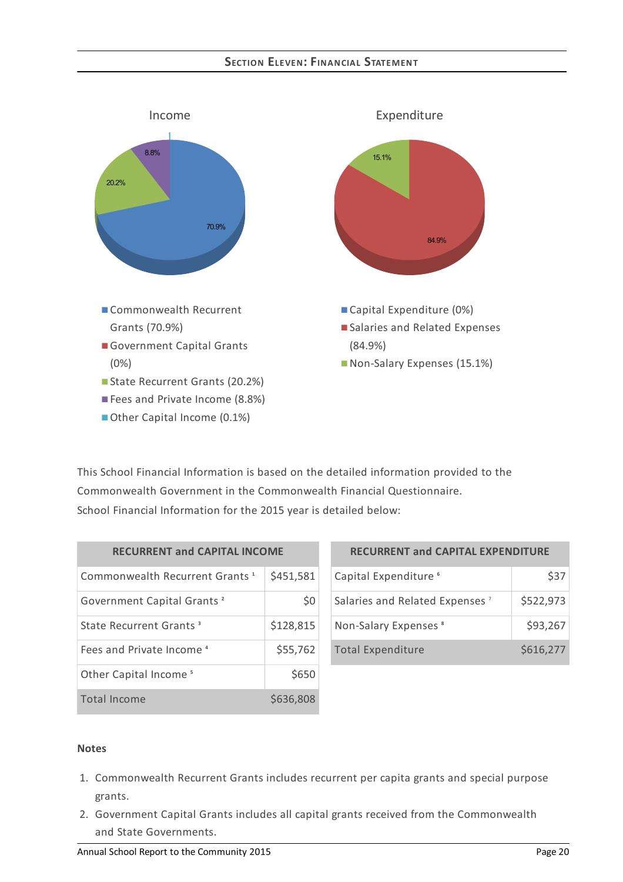## Section Eleven: Financial Statement

Income

8.8%

20.2%

70.9%

- Commonwealth Recurrent Grants (70.9%)
- Government Capital Grants (0%)
- State Recurrent Grants (20.2%)
- Fees and Private Income (8.8%)
- Other Capital Income (0.1%)

Expenditure

15.1%

84.9%

- Capital Expenditure (0%)
- Salaries and Related Expenses (84.9%)
- Non-Salary Expenses (15.1%)

This School Financial Information is based on the detailed information provided to the Commonwealth Government in the Commonwealth Financial Questionnaire.
School Financial Information for the 2015 year is detailed below:

| RECURRENT and CAPITAL INCOME | |
|---|---|
| Commonwealth Recurrent Grants [1] | $451,581 |
| Government Capital Grants [2] | $0 |
| State Recurrent Grants [3] | $128,815 |
| Fees and Private Income [4] | $55,762 |
| Other Capital Income [5] | $650 |
| Total Income | $636,808 |

| RECURRENT and CAPITAL EXPENDITURE | |
|---|---|
| Capital Expenditure [6] | $37 |
| Salaries and Related Expenses [7] | $522,973 |
| Non-Salary Expenses [8] | $93,267 |
| Total Expenditure | $616,277 |

**Notes**

1. Commonwealth Recurrent Grants includes recurrent per capita grants and special purpose grants.
2. Government Capital Grants includes all capital grants received from the Commonwealth and State Governments.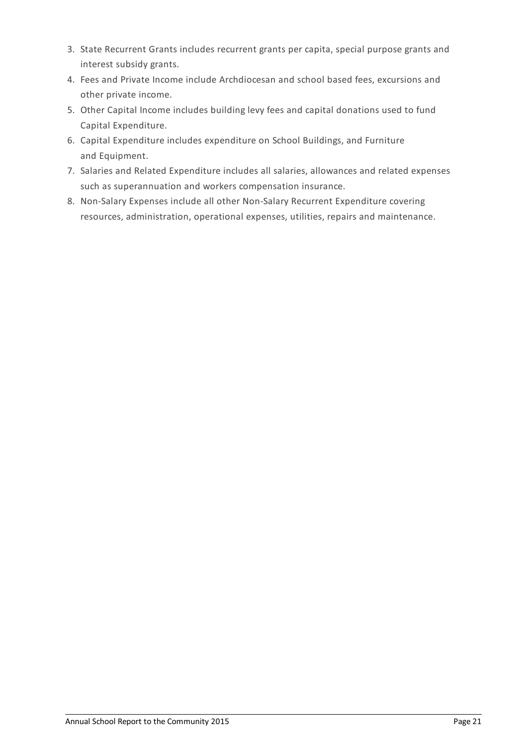3. State Recurrent Grants includes recurrent grants per capita, special purpose grants and interest subsidy grants.
4. Fees and Private Income include Archdiocesan and school based fees, excursions and other private income.
5. Other Capital Income includes building levy fees and capital donations used to fund Capital Expenditure.
6. Capital Expenditure includes expenditure on School Buildings, and Furniture and Equipment.
7. Salaries and Related Expenditure includes all salaries, allowances and related expenses such as superannuation and workers compensation insurance.
8. Non-Salary Expenses include all other Non-Salary Recurrent Expenditure covering resources, administration, operational expenses, utilities, repairs and maintenance.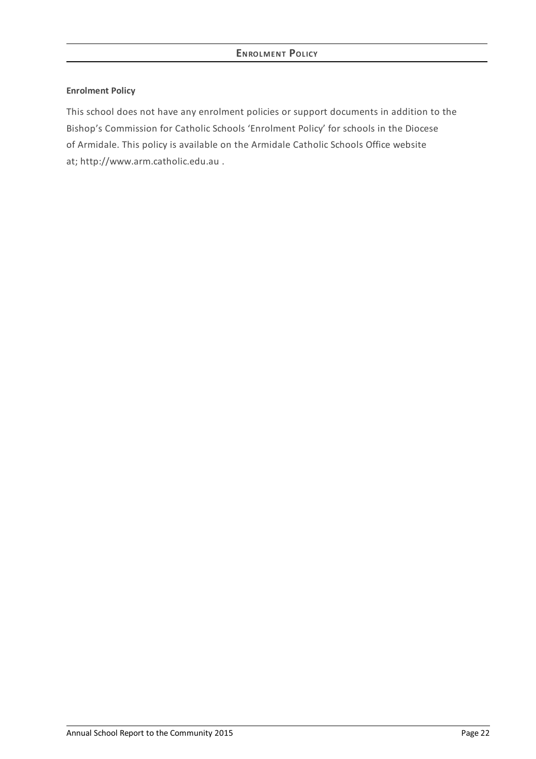## Enrolment Policy

**Enrolment Policy**

This school does not have any enrolment policies or support documents in addition to the Bishop's Commission for Catholic Schools 'Enrolment Policy' for schools in the Diocese of Armidale. This policy is available on the Armidale Catholic Schools Office website at; http://www.arm.catholic.edu.au .